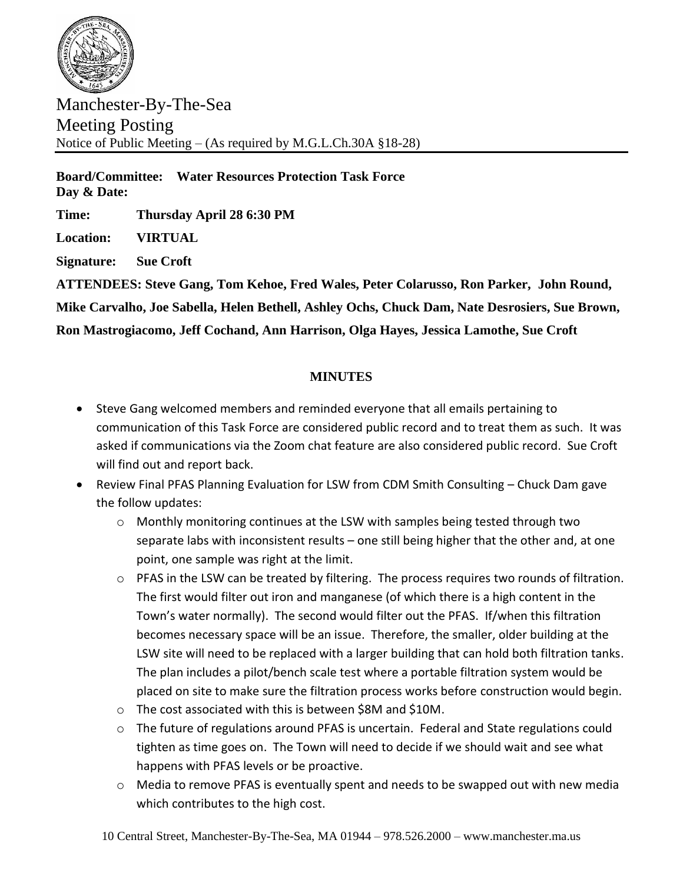Manchester-By-The-Sea
Meeting Posting
Notice of Public Meeting – (As required by M.G.L.Ch.30A §18-28)

**Board/Committee: Water Resources Protection Task Force**
**Day & Date:**

**Time: Thursday April 28 6:30 PM**

**Location: VIRTUAL**

**Signature: Sue Croft**

**ATTENDEES: Steve Gang, Tom Kehoe, Fred Wales, Peter Colarusso, Ron Parker, John Round, Mike Carvalho, Joe Sabella, Helen Bethell, Ashley Ochs, Chuck Dam, Nate Desrosiers, Sue Brown, Ron Mastrogiacomo, Jeff Cochand, Ann Harrison, Olga Hayes, Jessica Lamothe, Sue Croft**

## MINUTES

- Steve Gang welcomed members and reminded everyone that all emails pertaining to communication of this Task Force are considered public record and to treat them as such. It was asked if communications via the Zoom chat feature are also considered public record. Sue Croft will find out and report back.
- Review Final PFAS Planning Evaluation for LSW from CDM Smith Consulting – Chuck Dam gave the follow updates:
  - Monthly monitoring continues at the LSW with samples being tested through two separate labs with inconsistent results – one still being higher that the other and, at one point, one sample was right at the limit.
  - PFAS in the LSW can be treated by filtering. The process requires two rounds of filtration. The first would filter out iron and manganese (of which there is a high content in the Town's water normally). The second would filter out the PFAS. If/when this filtration becomes necessary space will be an issue. Therefore, the smaller, older building at the LSW site will need to be replaced with a larger building that can hold both filtration tanks. The plan includes a pilot/bench scale test where a portable filtration system would be placed on site to make sure the filtration process works before construction would begin.
  - The cost associated with this is between $8M and $10M.
  - The future of regulations around PFAS is uncertain. Federal and State regulations could tighten as time goes on. The Town will need to decide if we should wait and see what happens with PFAS levels or be proactive.
  - Media to remove PFAS is eventually spent and needs to be swapped out with new media which contributes to the high cost.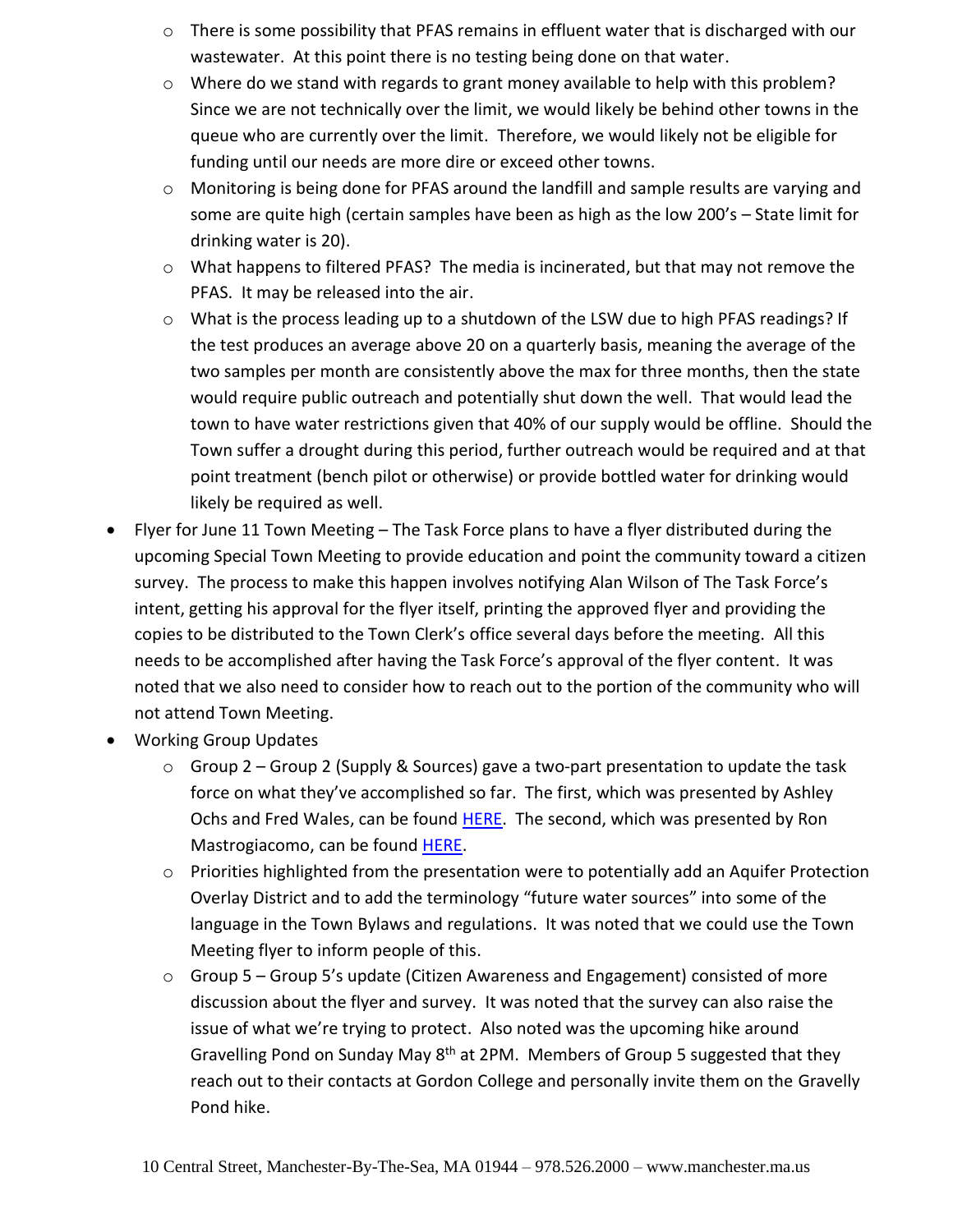- There is some possibility that PFAS remains in effluent water that is discharged with our wastewater. At this point there is no testing being done on that water.
- Where do we stand with regards to grant money available to help with this problem? Since we are not technically over the limit, we would likely be behind other towns in the queue who are currently over the limit. Therefore, we would likely not be eligible for funding until our needs are more dire or exceed other towns.
- Monitoring is being done for PFAS around the landfill and sample results are varying and some are quite high (certain samples have been as high as the low 200's – State limit for drinking water is 20).
- What happens to filtered PFAS? The media is incinerated, but that may not remove the PFAS. It may be released into the air.
- What is the process leading up to a shutdown of the LSW due to high PFAS readings? If the test produces an average above 20 on a quarterly basis, meaning the average of the two samples per month are consistently above the max for three months, then the state would require public outreach and potentially shut down the well. That would lead the town to have water restrictions given that 40% of our supply would be offline. Should the Town suffer a drought during this period, further outreach would be required and at that point treatment (bench pilot or otherwise) or provide bottled water for drinking would likely be required as well.

- Flyer for June 11 Town Meeting – The Task Force plans to have a flyer distributed during the upcoming Special Town Meeting to provide education and point the community toward a citizen survey. The process to make this happen involves notifying Alan Wilson of The Task Force's intent, getting his approval for the flyer itself, printing the approved flyer and providing the copies to be distributed to the Town Clerk's office several days before the meeting. All this needs to be accomplished after having the Task Force's approval of the flyer content. It was noted that we also need to consider how to reach out to the portion of the community who will not attend Town Meeting.
- Working Group Updates
  - Group 2 – Group 2 (Supply & Sources) gave a two-part presentation to update the task force on what they've accomplished so far. The first, which was presented by Ashley Ochs and Fred Wales, can be found HERE. The second, which was presented by Ron Mastrogiacomo, can be found HERE.
  - Priorities highlighted from the presentation were to potentially add an Aquifer Protection Overlay District and to add the terminology "future water sources" into some of the language in the Town Bylaws and regulations. It was noted that we could use the Town Meeting flyer to inform people of this.
  - Group 5 – Group 5's update (Citizen Awareness and Engagement) consisted of more discussion about the flyer and survey. It was noted that the survey can also raise the issue of what we're trying to protect. Also noted was the upcoming hike around Gravelling Pond on Sunday May 8th at 2PM. Members of Group 5 suggested that they reach out to their contacts at Gordon College and personally invite them on the Gravelly Pond hike.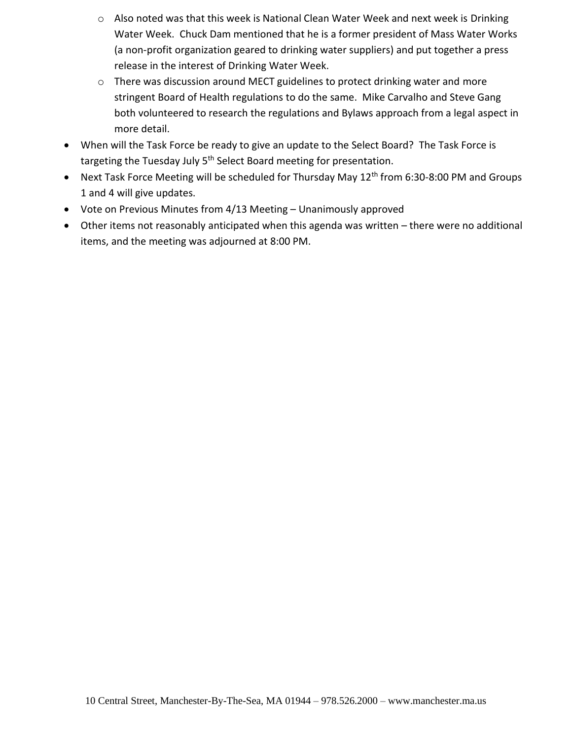- Also noted was that this week is National Clean Water Week and next week is Drinking Water Week. Chuck Dam mentioned that he is a former president of Mass Water Works (a non-profit organization geared to drinking water suppliers) and put together a press release in the interest of Drinking Water Week.
    - There was discussion around MECT guidelines to protect drinking water and more stringent Board of Health regulations to do the same. Mike Carvalho and Steve Gang both volunteered to research the regulations and Bylaws approach from a legal aspect in more detail.
- When will the Task Force be ready to give an update to the Select Board? The Task Force is targeting the Tuesday July 5th Select Board meeting for presentation.
- Next Task Force Meeting will be scheduled for Thursday May 12th from 6:30-8:00 PM and Groups 1 and 4 will give updates.
- Vote on Previous Minutes from 4/13 Meeting – Unanimously approved
- Other items not reasonably anticipated when this agenda was written – there were no additional items, and the meeting was adjourned at 8:00 PM.